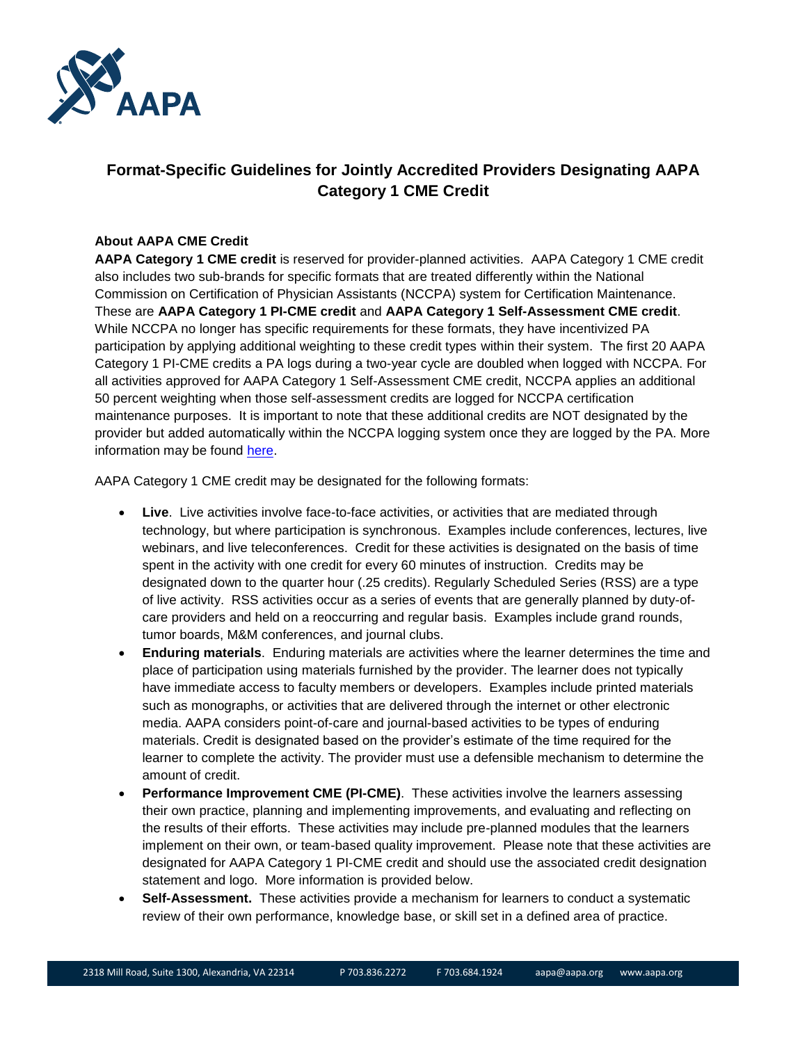# Format-Specific Guidelines for Jointly Accredited Providers Designating AAPA Category 1 CME Credit

### About AAPA CME Credit

**AAPA Category 1 CME credit** is reserved for provider-planned activities. AAPA Category 1 CME credit also includes two sub-brands for specific formats that are treated differently within the National Commission on Certification of Physician Assistants (NCCPA) system for Certification Maintenance. These are **AAPA Category 1 PI-CME credit** and **AAPA Category 1 Self-Assessment CME credit**. While NCCPA no longer has specific requirements for these formats, they have incentivized PA participation by applying additional weighting to these credit types within their system. The first 20 AAPA Category 1 PI-CME credits a PA logs during a two-year cycle are doubled when logged with NCCPA. For all activities approved for AAPA Category 1 Self-Assessment CME credit, NCCPA applies an additional 50 percent weighting when those self-assessment credits are logged for NCCPA certification maintenance purposes. It is important to note that these additional credits are NOT designated by the provider but added automatically within the NCCPA logging system once they are logged by the PA. More information may be found here.

AAPA Category 1 CME credit may be designated for the following formats:

- **Live**. Live activities involve face-to-face activities, or activities that are mediated through technology, but where participation is synchronous. Examples include conferences, lectures, live webinars, and live teleconferences. Credit for these activities is designated on the basis of time spent in the activity with one credit for every 60 minutes of instruction. Credits may be designated down to the quarter hour (.25 credits). Regularly Scheduled Series (RSS) are a type of live activity. RSS activities occur as a series of events that are generally planned by duty-of-care providers and held on a reoccurring and regular basis. Examples include grand rounds, tumor boards, M&M conferences, and journal clubs.
- **Enduring materials**. Enduring materials are activities where the learner determines the time and place of participation using materials furnished by the provider. The learner does not typically have immediate access to faculty members or developers. Examples include printed materials such as monographs, or activities that are delivered through the internet or other electronic media. AAPA considers point-of-care and journal-based activities to be types of enduring materials. Credit is designated based on the provider's estimate of the time required for the learner to complete the activity. The provider must use a defensible mechanism to determine the amount of credit.
- **Performance Improvement CME (PI-CME)**. These activities involve the learners assessing their own practice, planning and implementing improvements, and evaluating and reflecting on the results of their efforts. These activities may include pre-planned modules that the learners implement on their own, or team-based quality improvement. Please note that these activities are designated for AAPA Category 1 PI-CME credit and should use the associated credit designation statement and logo. More information is provided below.
- **Self-Assessment.** These activities provide a mechanism for learners to conduct a systematic review of their own performance, knowledge base, or skill set in a defined area of practice.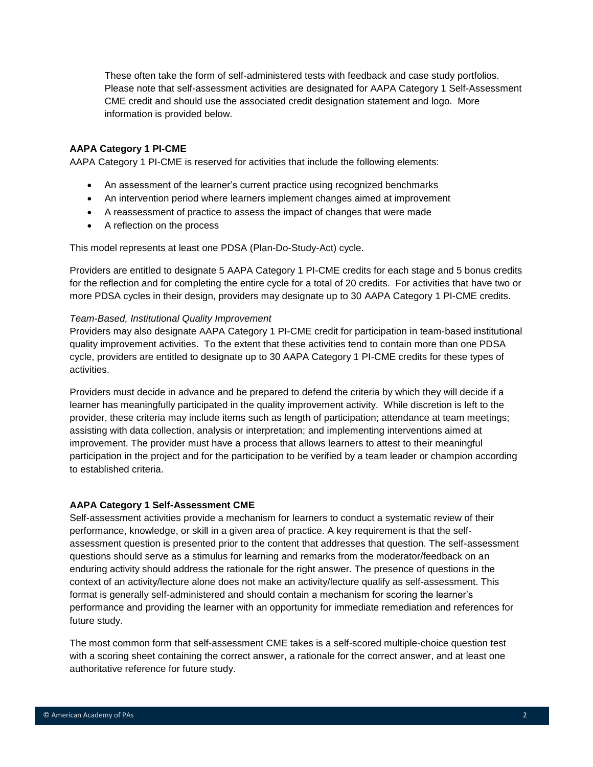These often take the form of self-administered tests with feedback and case study portfolios. Please note that self-assessment activities are designated for AAPA Category 1 Self-Assessment CME credit and should use the associated credit designation statement and logo. More information is provided below.

**AAPA Category 1 PI-CME**

AAPA Category 1 PI-CME is reserved for activities that include the following elements:

- An assessment of the learner's current practice using recognized benchmarks
- An intervention period where learners implement changes aimed at improvement
- A reassessment of practice to assess the impact of changes that were made
- A reflection on the process

This model represents at least one PDSA (Plan-Do-Study-Act) cycle.

Providers are entitled to designate 5 AAPA Category 1 PI-CME credits for each stage and 5 bonus credits for the reflection and for completing the entire cycle for a total of 20 credits. For activities that have two or more PDSA cycles in their design, providers may designate up to 30 AAPA Category 1 PI-CME credits.

*Team-Based, Institutional Quality Improvement*

Providers may also designate AAPA Category 1 PI-CME credit for participation in team-based institutional quality improvement activities. To the extent that these activities tend to contain more than one PDSA cycle, providers are entitled to designate up to 30 AAPA Category 1 PI-CME credits for these types of activities.

Providers must decide in advance and be prepared to defend the criteria by which they will decide if a learner has meaningfully participated in the quality improvement activity. While discretion is left to the provider, these criteria may include items such as length of participation; attendance at team meetings; assisting with data collection, analysis or interpretation; and implementing interventions aimed at improvement. The provider must have a process that allows learners to attest to their meaningful participation in the project and for the participation to be verified by a team leader or champion according to established criteria.

**AAPA Category 1 Self-Assessment CME**

Self-assessment activities provide a mechanism for learners to conduct a systematic review of their performance, knowledge, or skill in a given area of practice. A key requirement is that the self-assessment question is presented prior to the content that addresses that question. The self-assessment questions should serve as a stimulus for learning and remarks from the moderator/feedback on an enduring activity should address the rationale for the right answer. The presence of questions in the context of an activity/lecture alone does not make an activity/lecture qualify as self-assessment. This format is generally self-administered and should contain a mechanism for scoring the learner's performance and providing the learner with an opportunity for immediate remediation and references for future study.

The most common form that self-assessment CME takes is a self-scored multiple-choice question test with a scoring sheet containing the correct answer, a rationale for the correct answer, and at least one authoritative reference for future study.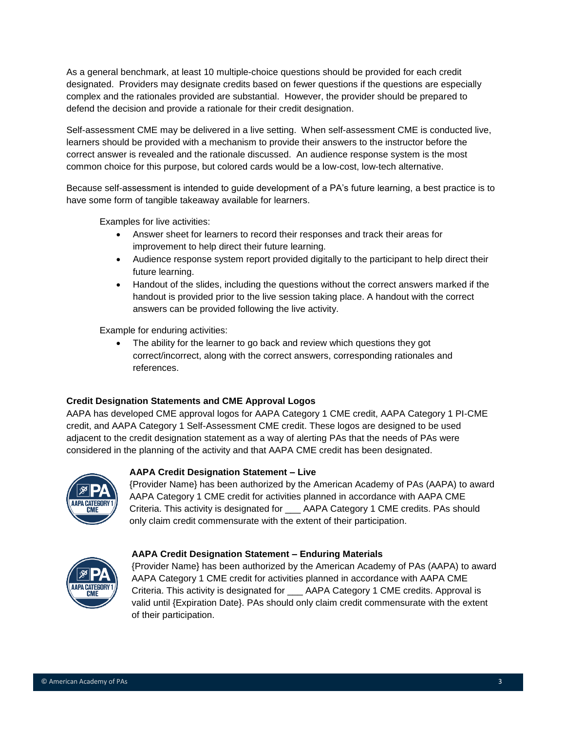As a general benchmark, at least 10 multiple-choice questions should be provided for each credit designated. Providers may designate credits based on fewer questions if the questions are especially complex and the rationales provided are substantial. However, the provider should be prepared to defend the decision and provide a rationale for their credit designation.

Self-assessment CME may be delivered in a live setting. When self-assessment CME is conducted live, learners should be provided with a mechanism to provide their answers to the instructor before the correct answer is revealed and the rationale discussed. An audience response system is the most common choice for this purpose, but colored cards would be a low-cost, low-tech alternative.

Because self-assessment is intended to guide development of a PA's future learning, a best practice is to have some form of tangible takeaway available for learners.

Examples for live activities:

- Answer sheet for learners to record their responses and track their areas for improvement to help direct their future learning.
- Audience response system report provided digitally to the participant to help direct their future learning.
- Handout of the slides, including the questions without the correct answers marked if the handout is provided prior to the live session taking place. A handout with the correct answers can be provided following the live activity.

Example for enduring activities:

- The ability for the learner to go back and review which questions they got correct/incorrect, along with the correct answers, corresponding rationales and references.

**Credit Designation Statements and CME Approval Logos**

AAPA has developed CME approval logos for AAPA Category 1 CME credit, AAPA Category 1 PI-CME credit, and AAPA Category 1 Self-Assessment CME credit. These logos are designed to be used adjacent to the credit designation statement as a way of alerting PAs that the needs of PAs were considered in the planning of the activity and that AAPA CME credit has been designated.

**AAPA Credit Designation Statement – Live**

{Provider Name} has been authorized by the American Academy of PAs (AAPA) to award AAPA Category 1 CME credit for activities planned in accordance with AAPA CME Criteria. This activity is designated for ___ AAPA Category 1 CME credits. PAs should only claim credit commensurate with the extent of their participation.

**AAPA Credit Designation Statement – Enduring Materials**

{Provider Name} has been authorized by the American Academy of PAs (AAPA) to award AAPA Category 1 CME credit for activities planned in accordance with AAPA CME Criteria. This activity is designated for ___ AAPA Category 1 CME credits. Approval is valid until {Expiration Date}. PAs should only claim credit commensurate with the extent of their participation.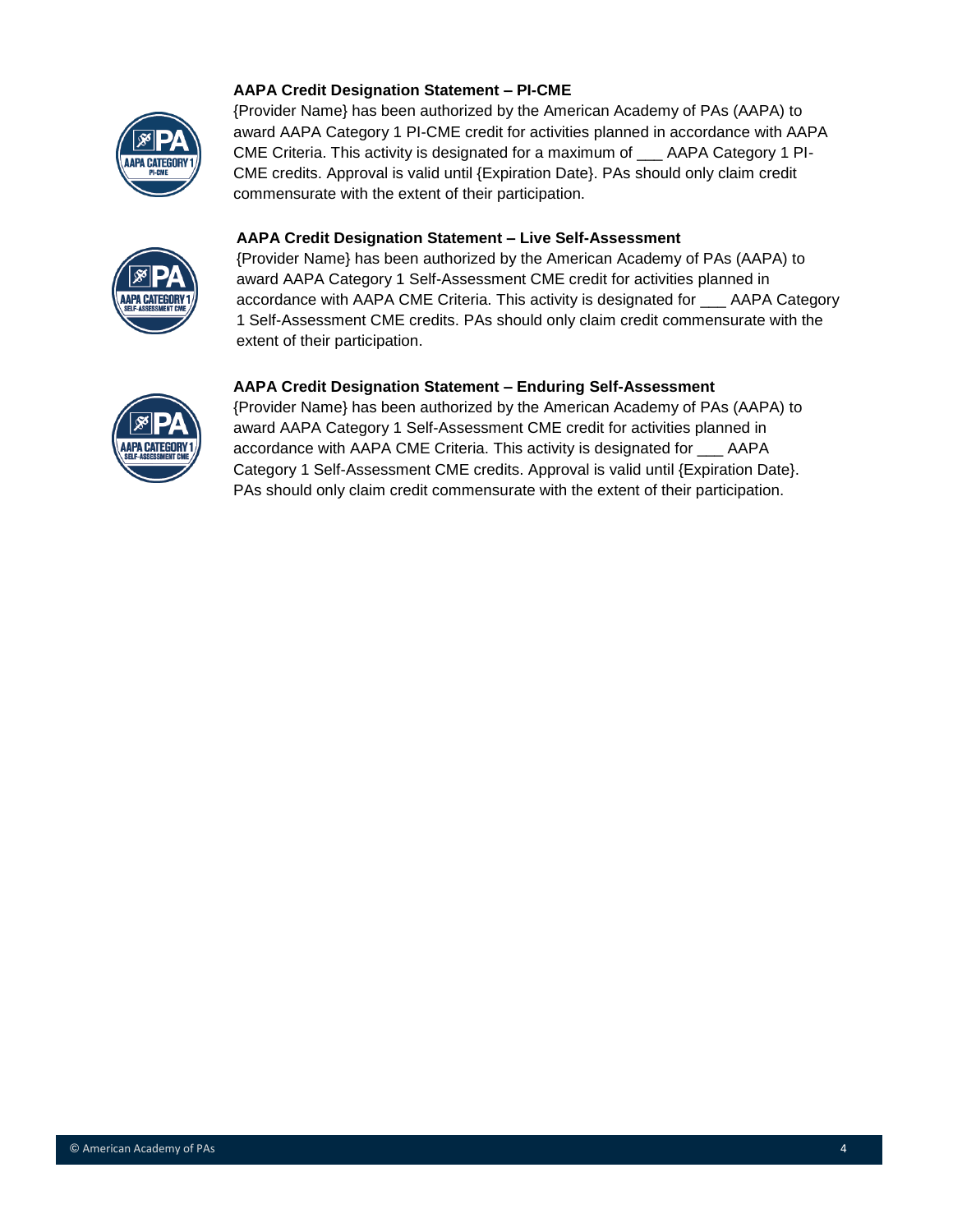**AAPA Credit Designation Statement – PI-CME**

{Provider Name} has been authorized by the American Academy of PAs (AAPA) to award AAPA Category 1 PI-CME credit for activities planned in accordance with AAPA CME Criteria. This activity is designated for a maximum of ___ AAPA Category 1 PI-CME credits. Approval is valid until {Expiration Date}. PAs should only claim credit commensurate with the extent of their participation.

**AAPA Credit Designation Statement – Live Self-Assessment**

{Provider Name} has been authorized by the American Academy of PAs (AAPA) to award AAPA Category 1 Self-Assessment CME credit for activities planned in accordance with AAPA CME Criteria. This activity is designated for ___ AAPA Category 1 Self-Assessment CME credits. PAs should only claim credit commensurate with the extent of their participation.

**AAPA Credit Designation Statement – Enduring Self-Assessment**

{Provider Name} has been authorized by the American Academy of PAs (AAPA) to award AAPA Category 1 Self-Assessment CME credit for activities planned in accordance with AAPA CME Criteria. This activity is designated for ___ AAPA Category 1 Self-Assessment CME credits. Approval is valid until {Expiration Date}. PAs should only claim credit commensurate with the extent of their participation.